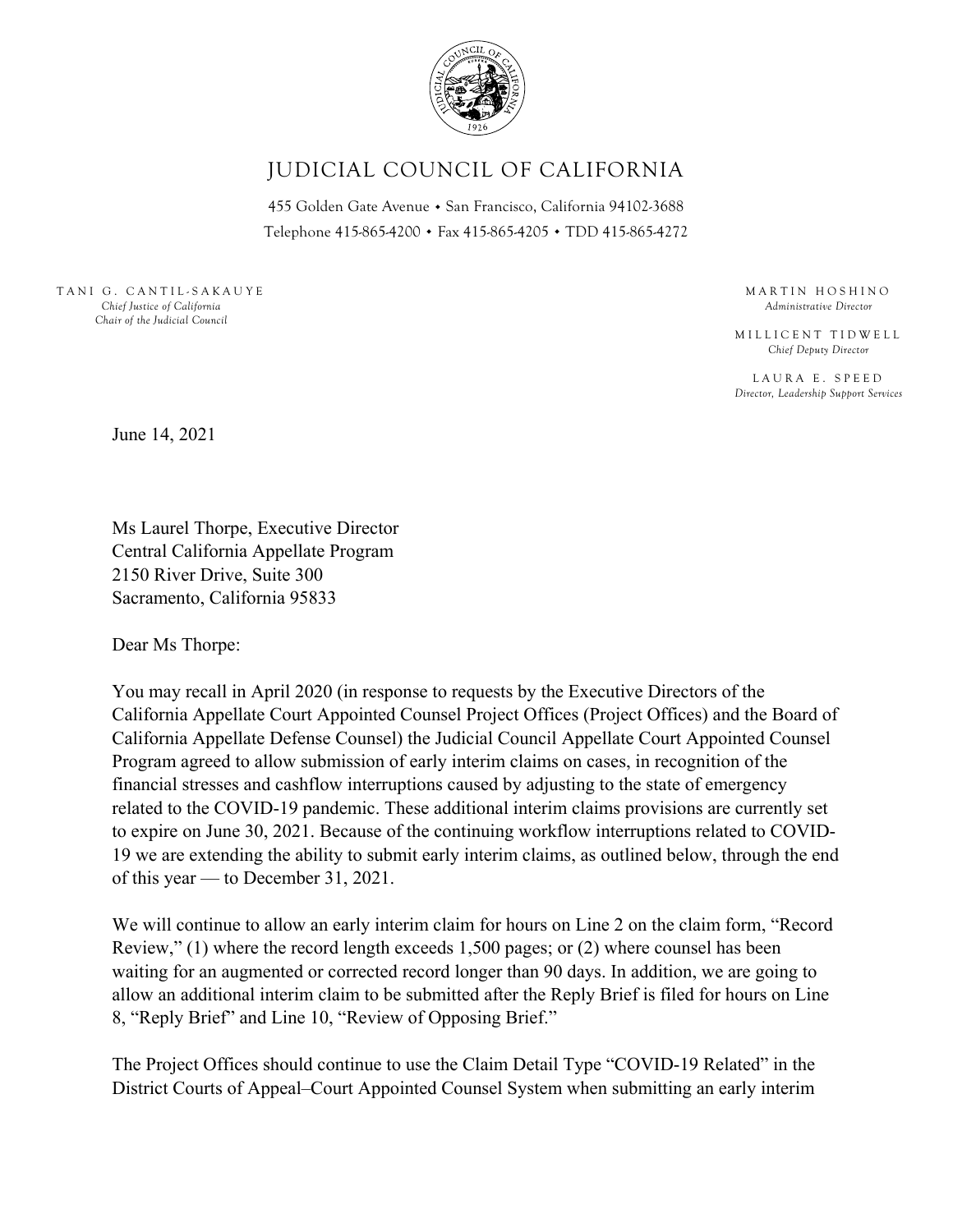# JUDICIAL COUNCIL OF CALIFORNIA

455 Golden Gate Avenue • San Francisco, California 94102-3688
Telephone 415-865-4200 • Fax 415-865-4205 • TDD 415-865-4272

TANI G. CANTIL-SAKAUYE
*Chief Justice of California*
*Chair of the Judicial Council*

MARTIN HOSHINO
*Administrative Director*

MILLICENT TIDWELL
*Chief Deputy Director*

LAURA E. SPEED
*Director, Leadership Support Services*

June 14, 2021

Ms Laurel Thorpe, Executive Director
Central California Appellate Program
2150 River Drive, Suite 300
Sacramento, California 95833

Dear Ms Thorpe:

You may recall in April 2020 (in response to requests by the Executive Directors of the California Appellate Court Appointed Counsel Project Offices (Project Offices) and the Board of California Appellate Defense Counsel) the Judicial Council Appellate Court Appointed Counsel Program agreed to allow submission of early interim claims on cases, in recognition of the financial stresses and cashflow interruptions caused by adjusting to the state of emergency related to the COVID-19 pandemic. These additional interim claims provisions are currently set to expire on June 30, 2021. Because of the continuing workflow interruptions related to COVID-19 we are extending the ability to submit early interim claims, as outlined below, through the end of this year — to December 31, 2021.

We will continue to allow an early interim claim for hours on Line 2 on the claim form, "Record Review," (1) where the record length exceeds 1,500 pages; or (2) where counsel has been waiting for an augmented or corrected record longer than 90 days. In addition, we are going to allow an additional interim claim to be submitted after the Reply Brief is filed for hours on Line 8, "Reply Brief" and Line 10, "Review of Opposing Brief."

The Project Offices should continue to use the Claim Detail Type "COVID-19 Related" in the District Courts of Appeal–Court Appointed Counsel System when submitting an early interim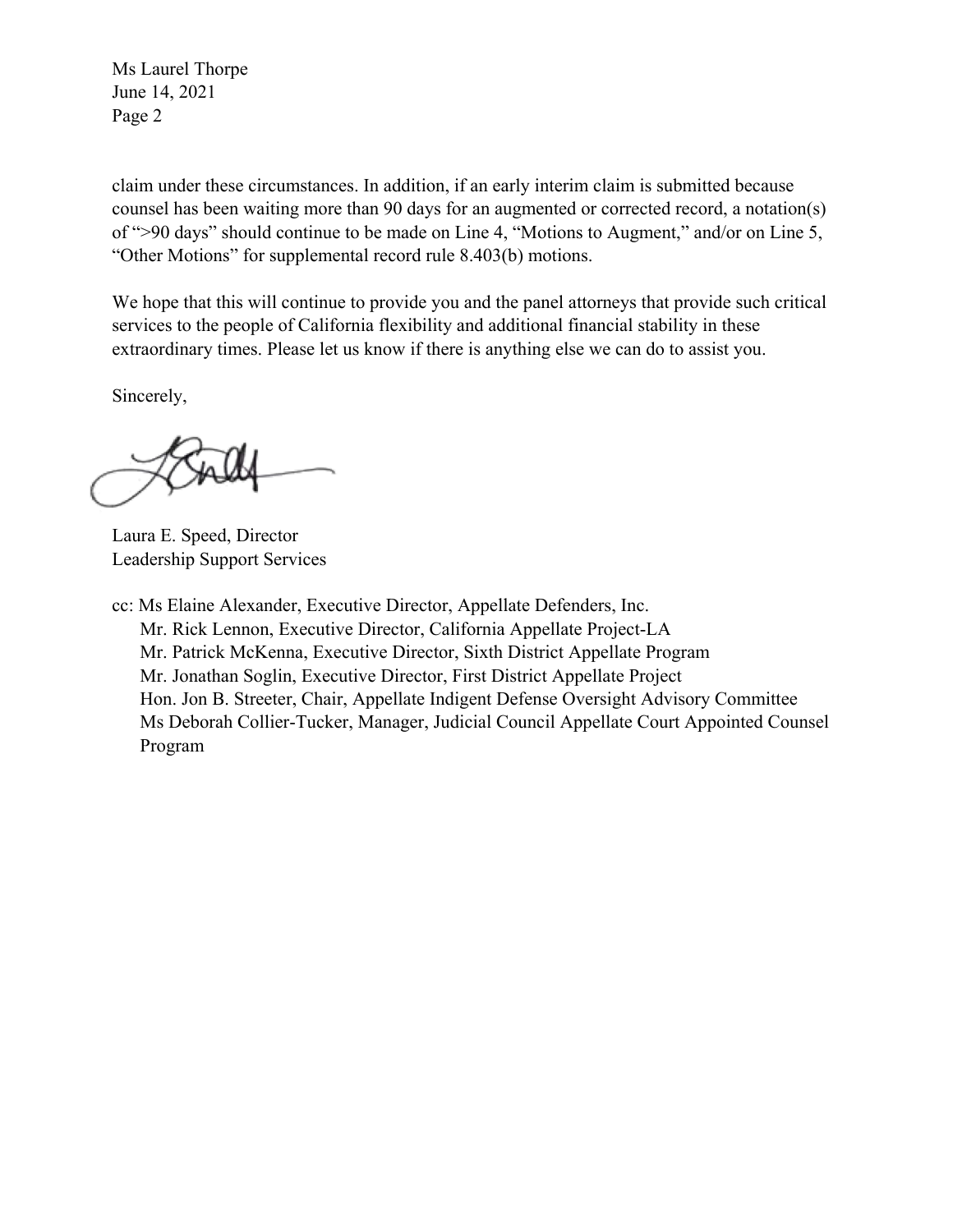claim under these circumstances. In addition, if an early interim claim is submitted because counsel has been waiting more than 90 days for an augmented or corrected record, a notation(s) of ">90 days" should continue to be made on Line 4, "Motions to Augment," and/or on Line 5, "Other Motions" for supplemental record rule 8.403(b) motions.

We hope that this will continue to provide you and the panel attorneys that provide such critical services to the people of California flexibility and additional financial stability in these extraordinary times. Please let us know if there is anything else we can do to assist you.

Sincerely,

Laura E. Speed, Director
Leadership Support Services

cc: Ms Elaine Alexander, Executive Director, Appellate Defenders, Inc.
Mr. Rick Lennon, Executive Director, California Appellate Project-LA
Mr. Patrick McKenna, Executive Director, Sixth District Appellate Program
Mr. Jonathan Soglin, Executive Director, First District Appellate Project
Hon. Jon B. Streeter, Chair, Appellate Indigent Defense Oversight Advisory Committee
Ms Deborah Collier-Tucker, Manager, Judicial Council Appellate Court Appointed Counsel Program